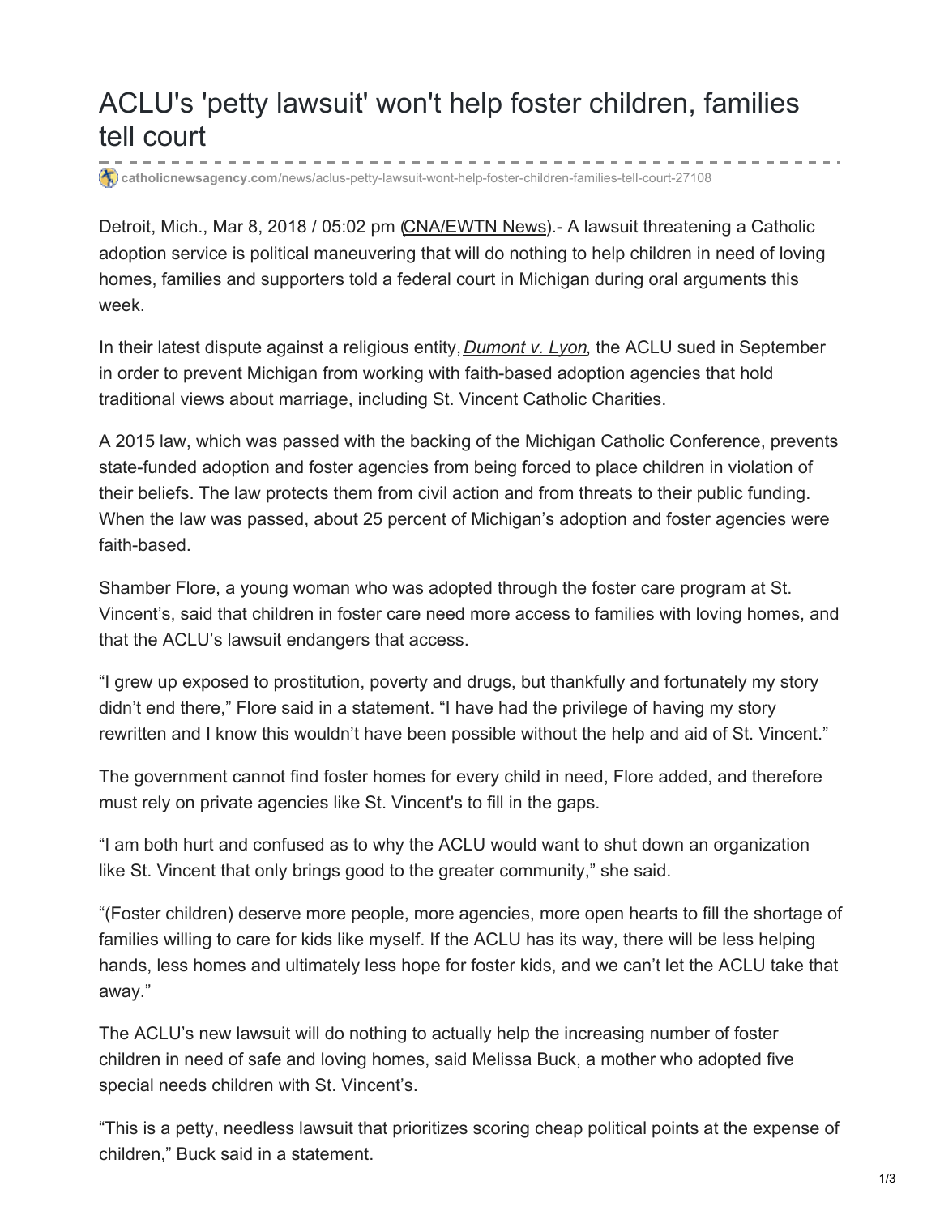# ACLU's 'petty lawsuit' won't help foster children, families tell court

catholicnewsagency.com/news/aclus-petty-lawsuit-wont-help-foster-children-families-tell-court-27108

Detroit, Mich., Mar 8, 2018 / 05:02 pm (CNA/EWTN News).- A lawsuit threatening a Catholic adoption service is political maneuvering that will do nothing to help children in need of loving homes, families and supporters told a federal court in Michigan during oral arguments this week.

In their latest dispute against a religious entity, *Dumont v. Lyon*, the ACLU sued in September in order to prevent Michigan from working with faith-based adoption agencies that hold traditional views about marriage, including St. Vincent Catholic Charities.

A 2015 law, which was passed with the backing of the Michigan Catholic Conference, prevents state-funded adoption and foster agencies from being forced to place children in violation of their beliefs. The law protects them from civil action and from threats to their public funding. When the law was passed, about 25 percent of Michigan's adoption and foster agencies were faith-based.

Shamber Flore, a young woman who was adopted through the foster care program at St. Vincent's, said that children in foster care need more access to families with loving homes, and that the ACLU's lawsuit endangers that access.

"I grew up exposed to prostitution, poverty and drugs, but thankfully and fortunately my story didn't end there," Flore said in a statement. "I have had the privilege of having my story rewritten and I know this wouldn't have been possible without the help and aid of St. Vincent."

The government cannot find foster homes for every child in need, Flore added, and therefore must rely on private agencies like St. Vincent's to fill in the gaps.

"I am both hurt and confused as to why the ACLU would want to shut down an organization like St. Vincent that only brings good to the greater community," she said.

"(Foster children) deserve more people, more agencies, more open hearts to fill the shortage of families willing to care for kids like myself. If the ACLU has its way, there will be less helping hands, less homes and ultimately less hope for foster kids, and we can't let the ACLU take that away."

The ACLU's new lawsuit will do nothing to actually help the increasing number of foster children in need of safe and loving homes, said Melissa Buck, a mother who adopted five special needs children with St. Vincent's.

"This is a petty, needless lawsuit that prioritizes scoring cheap political points at the expense of children," Buck said in a statement.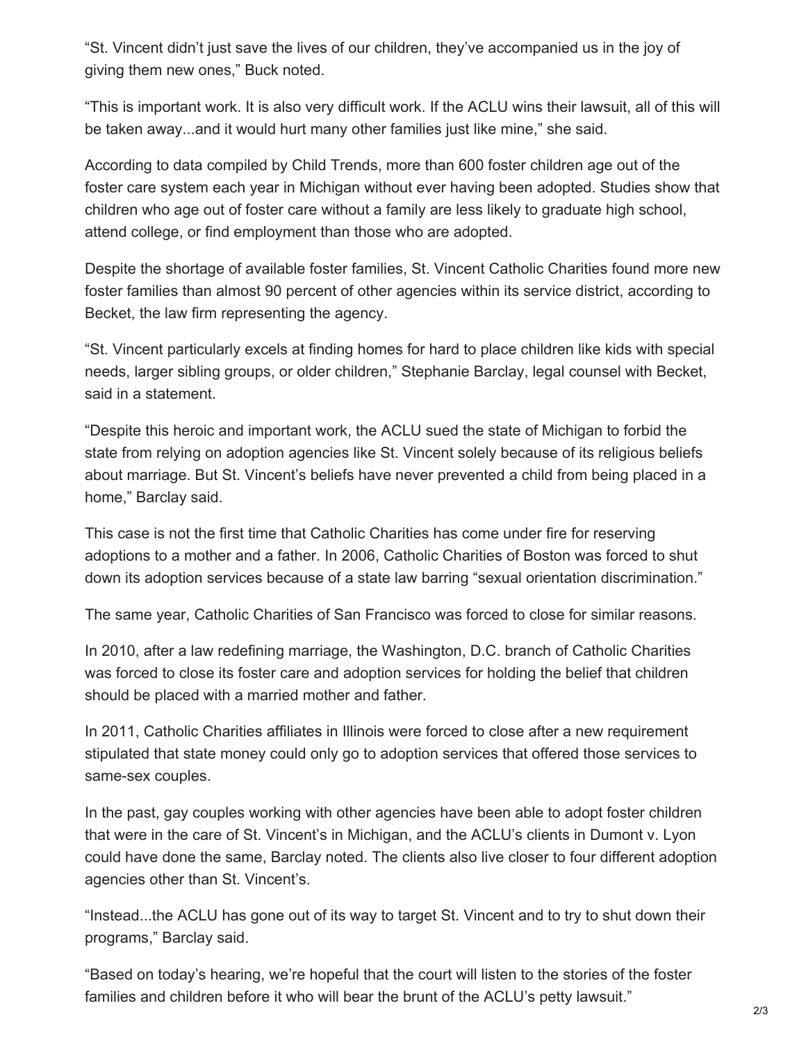“St. Vincent didn’t just save the lives of our children, they’ve accompanied us in the joy of giving them new ones,” Buck noted.

“This is important work. It is also very difficult work. If the ACLU wins their lawsuit, all of this will be taken away...and it would hurt many other families just like mine,” she said.

According to data compiled by Child Trends, more than 600 foster children age out of the foster care system each year in Michigan without ever having been adopted. Studies show that children who age out of foster care without a family are less likely to graduate high school, attend college, or find employment than those who are adopted.

Despite the shortage of available foster families, St. Vincent Catholic Charities found more new foster families than almost 90 percent of other agencies within its service district, according to Becket, the law firm representing the agency.

“St. Vincent particularly excels at finding homes for hard to place children like kids with special needs, larger sibling groups, or older children,” Stephanie Barclay, legal counsel with Becket, said in a statement.

“Despite this heroic and important work, the ACLU sued the state of Michigan to forbid the state from relying on adoption agencies like St. Vincent solely because of its religious beliefs about marriage. But St. Vincent’s beliefs have never prevented a child from being placed in a home,” Barclay said.

This case is not the first time that Catholic Charities has come under fire for reserving adoptions to a mother and a father. In 2006, Catholic Charities of Boston was forced to shut down its adoption services because of a state law barring “sexual orientation discrimination.”

The same year, Catholic Charities of San Francisco was forced to close for similar reasons.

In 2010, after a law redefining marriage, the Washington, D.C. branch of Catholic Charities was forced to close its foster care and adoption services for holding the belief that children should be placed with a married mother and father.

In 2011, Catholic Charities affiliates in Illinois were forced to close after a new requirement stipulated that state money could only go to adoption services that offered those services to same-sex couples.

In the past, gay couples working with other agencies have been able to adopt foster children that were in the care of St. Vincent’s in Michigan, and the ACLU’s clients in Dumont v. Lyon could have done the same, Barclay noted. The clients also live closer to four different adoption agencies other than St. Vincent’s.

“Instead...the ACLU has gone out of its way to target St. Vincent and to try to shut down their programs,” Barclay said.

“Based on today’s hearing, we’re hopeful that the court will listen to the stories of the foster families and children before it who will bear the brunt of the ACLU’s petty lawsuit.”